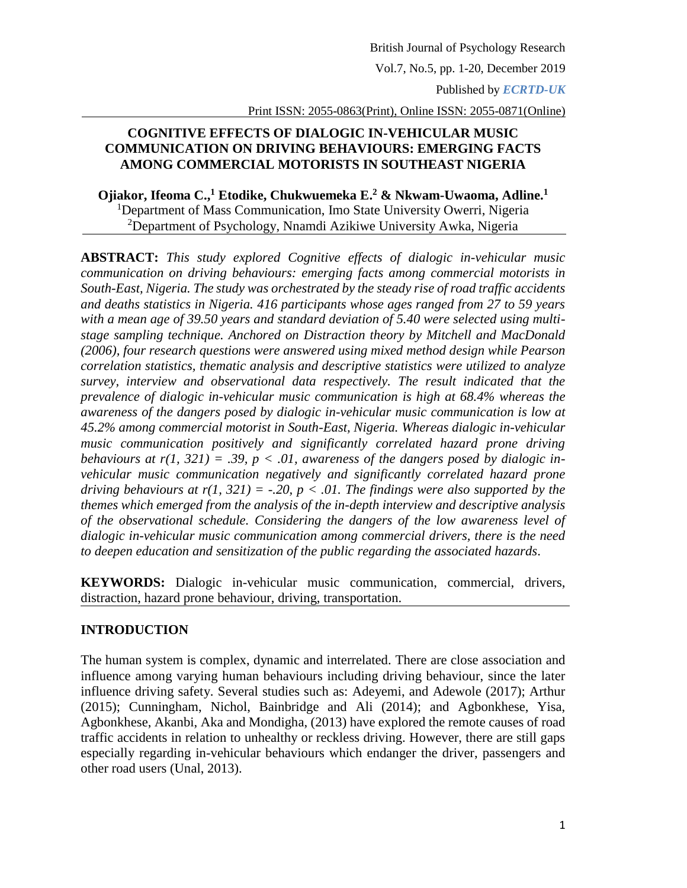# COGNITIVE EFFECTS OF DIALOGIC IN-VEHICULAR MUSIC COMMUNICATION ON DRIVING BEHAVIOURS: EMERGING FACTS AMONG COMMERCIAL MOTORISTS IN SOUTHEAST NIGERIA

**Ojiakor, Ifeoma C.,[1] Etodike, Chukwuemeka E.[2] & Nkwam-Uwaoma, Adline.[1]**

[1]Department of Mass Communication, Imo State University Owerri, Nigeria

[2]Department of Psychology, Nnamdi Azikiwe University Awka, Nigeria

**ABSTRACT:** *This study explored Cognitive effects of dialogic in-vehicular music communication on driving behaviours: emerging facts among commercial motorists in South-East, Nigeria. The study was orchestrated by the steady rise of road traffic accidents and deaths statistics in Nigeria. 416 participants whose ages ranged from 27 to 59 years with a mean age of 39.50 years and standard deviation of 5.40 were selected using multi-stage sampling technique. Anchored on Distraction theory by Mitchell and MacDonald (2006), four research questions were answered using mixed method design while Pearson correlation statistics, thematic analysis and descriptive statistics were utilized to analyze survey, interview and observational data respectively. The result indicated that the prevalence of dialogic in-vehicular music communication is high at 68.4% whereas the awareness of the dangers posed by dialogic in-vehicular music communication is low at 45.2% among commercial motorist in South-East, Nigeria. Whereas dialogic in-vehicular music communication positively and significantly correlated hazard prone driving behaviours at $r(1, 321) = .39$, $p < .01$, awareness of the dangers posed by dialogic in-vehicular music communication negatively and significantly correlated hazard prone driving behaviours at $r(1, 321) = -.20$, $p < .01$. The findings were also supported by the themes which emerged from the analysis of the in-depth interview and descriptive analysis of the observational schedule. Considering the dangers of the low awareness level of dialogic in-vehicular music communication among commercial drivers, there is the need to deepen education and sensitization of the public regarding the associated hazards.*

**KEYWORDS:** Dialogic in-vehicular music communication, commercial, drivers, distraction, hazard prone behaviour, driving, transportation.

## INTRODUCTION

The human system is complex, dynamic and interrelated. There are close association and influence among varying human behaviours including driving behaviour, since the later influence driving safety. Several studies such as: Adeyemi, and Adewole (2017); Arthur (2015); Cunningham, Nichol, Bainbridge and Ali (2014); and Agbonkhese, Yisa, Agbonkhese, Akanbi, Aka and Mondigha, (2013) have explored the remote causes of road traffic accidents in relation to unhealthy or reckless driving. However, there are still gaps especially regarding in-vehicular behaviours which endanger the driver, passengers and other road users (Unal, 2013).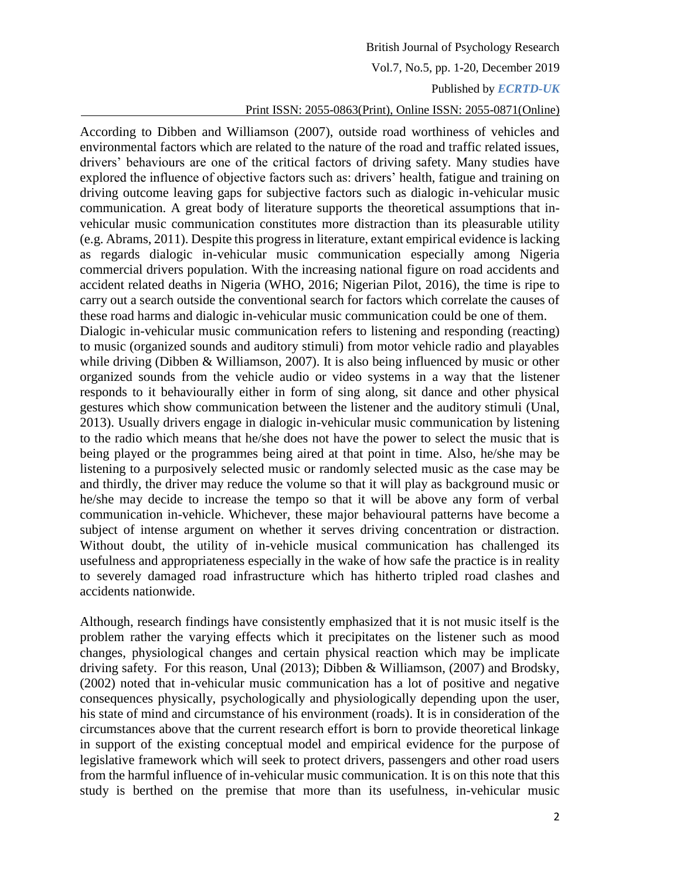According to Dibben and Williamson (2007), outside road worthiness of vehicles and environmental factors which are related to the nature of the road and traffic related issues, drivers' behaviours are one of the critical factors of driving safety. Many studies have explored the influence of objective factors such as: drivers' health, fatigue and training on driving outcome leaving gaps for subjective factors such as dialogic in-vehicular music communication. A great body of literature supports the theoretical assumptions that in-vehicular music communication constitutes more distraction than its pleasurable utility (e.g. Abrams, 2011). Despite this progress in literature, extant empirical evidence is lacking as regards dialogic in-vehicular music communication especially among Nigeria commercial drivers population. With the increasing national figure on road accidents and accident related deaths in Nigeria (WHO, 2016; Nigerian Pilot, 2016), the time is ripe to carry out a search outside the conventional search for factors which correlate the causes of these road harms and dialogic in-vehicular music communication could be one of them.
Dialogic in-vehicular music communication refers to listening and responding (reacting) to music (organized sounds and auditory stimuli) from motor vehicle radio and playables while driving (Dibben & Williamson, 2007). It is also being influenced by music or other organized sounds from the vehicle audio or video systems in a way that the listener responds to it behaviourally either in form of sing along, sit dance and other physical gestures which show communication between the listener and the auditory stimuli (Unal, 2013). Usually drivers engage in dialogic in-vehicular music communication by listening to the radio which means that he/she does not have the power to select the music that is being played or the programmes being aired at that point in time. Also, he/she may be listening to a purposively selected music or randomly selected music as the case may be and thirdly, the driver may reduce the volume so that it will play as background music or he/she may decide to increase the tempo so that it will be above any form of verbal communication in-vehicle. Whichever, these major behavioural patterns have become a subject of intense argument on whether it serves driving concentration or distraction. Without doubt, the utility of in-vehicle musical communication has challenged its usefulness and appropriateness especially in the wake of how safe the practice is in reality to severely damaged road infrastructure which has hitherto tripled road clashes and accidents nationwide.

Although, research findings have consistently emphasized that it is not music itself is the problem rather the varying effects which it precipitates on the listener such as mood changes, physiological changes and certain physical reaction which may be implicate driving safety. For this reason, Unal (2013); Dibben & Williamson, (2007) and Brodsky, (2002) noted that in-vehicular music communication has a lot of positive and negative consequences physically, psychologically and physiologically depending upon the user, his state of mind and circumstance of his environment (roads). It is in consideration of the circumstances above that the current research effort is born to provide theoretical linkage in support of the existing conceptual model and empirical evidence for the purpose of legislative framework which will seek to protect drivers, passengers and other road users from the harmful influence of in-vehicular music communication. It is on this note that this study is berthed on the premise that more than its usefulness, in-vehicular music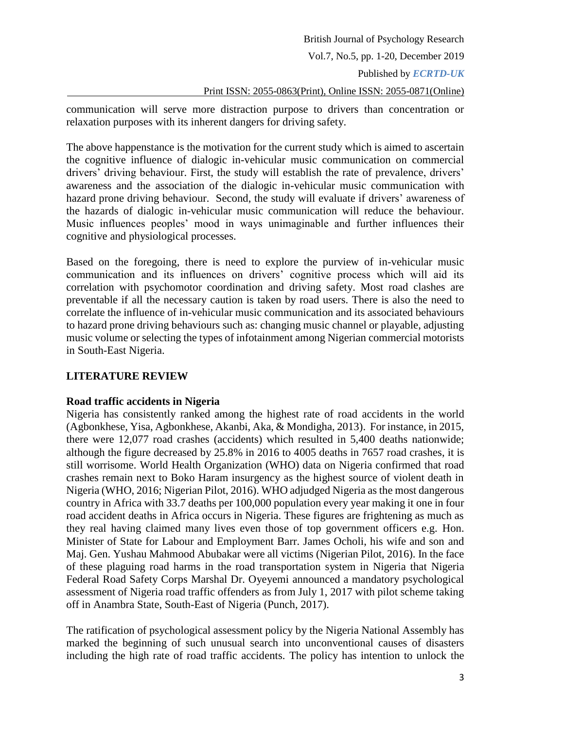communication will serve more distraction purpose to drivers than concentration or relaxation purposes with its inherent dangers for driving safety.

The above happenstance is the motivation for the current study which is aimed to ascertain the cognitive influence of dialogic in-vehicular music communication on commercial drivers' driving behaviour. First, the study will establish the rate of prevalence, drivers' awareness and the association of the dialogic in-vehicular music communication with hazard prone driving behaviour. Second, the study will evaluate if drivers' awareness of the hazards of dialogic in-vehicular music communication will reduce the behaviour. Music influences peoples' mood in ways unimaginable and further influences their cognitive and physiological processes.

Based on the foregoing, there is need to explore the purview of in-vehicular music communication and its influences on drivers' cognitive process which will aid its correlation with psychomotor coordination and driving safety. Most road clashes are preventable if all the necessary caution is taken by road users. There is also the need to correlate the influence of in-vehicular music communication and its associated behaviours to hazard prone driving behaviours such as: changing music channel or playable, adjusting music volume or selecting the types of infotainment among Nigerian commercial motorists in South-East Nigeria.

## LITERATURE REVIEW

### Road traffic accidents in Nigeria

Nigeria has consistently ranked among the highest rate of road accidents in the world (Agbonkhese, Yisa, Agbonkhese, Akanbi, Aka, & Mondigha, 2013). For instance, in 2015, there were 12,077 road crashes (accidents) which resulted in 5,400 deaths nationwide; although the figure decreased by 25.8% in 2016 to 4005 deaths in 7657 road crashes, it is still worrisome. World Health Organization (WHO) data on Nigeria confirmed that road crashes remain next to Boko Haram insurgency as the highest source of violent death in Nigeria (WHO, 2016; Nigerian Pilot, 2016). WHO adjudged Nigeria as the most dangerous country in Africa with 33.7 deaths per 100,000 population every year making it one in four road accident deaths in Africa occurs in Nigeria. These figures are frightening as much as they real having claimed many lives even those of top government officers e.g. Hon. Minister of State for Labour and Employment Barr. James Ocholi, his wife and son and Maj. Gen. Yushau Mahmood Abubakar were all victims (Nigerian Pilot, 2016). In the face of these plaguing road harms in the road transportation system in Nigeria that Nigeria Federal Road Safety Corps Marshal Dr. Oyeyemi announced a mandatory psychological assessment of Nigeria road traffic offenders as from July 1, 2017 with pilot scheme taking off in Anambra State, South-East of Nigeria (Punch, 2017).

The ratification of psychological assessment policy by the Nigeria National Assembly has marked the beginning of such unusual search into unconventional causes of disasters including the high rate of road traffic accidents. The policy has intention to unlock the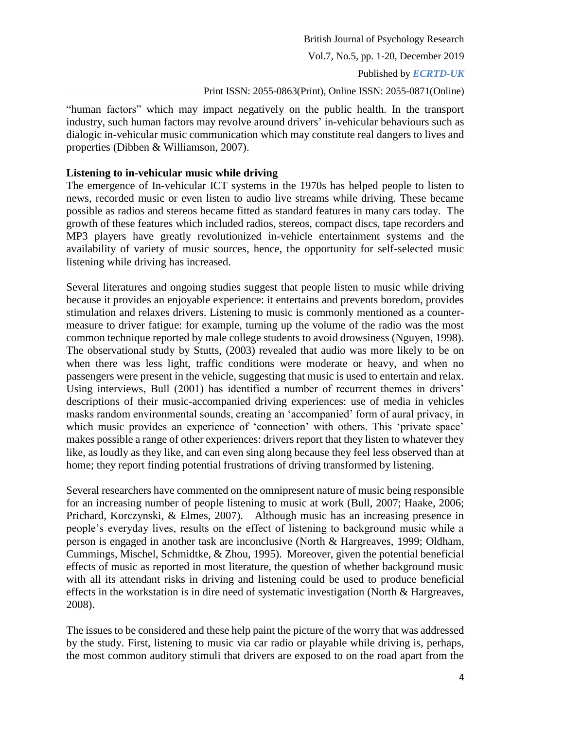"human factors" which may impact negatively on the public health. In the transport industry, such human factors may revolve around drivers' in-vehicular behaviours such as dialogic in-vehicular music communication which may constitute real dangers to lives and properties (Dibben & Williamson, 2007).

**Listening to in-vehicular music while driving**

The emergence of In-vehicular ICT systems in the 1970s has helped people to listen to news, recorded music or even listen to audio live streams while driving. These became possible as radios and stereos became fitted as standard features in many cars today. The growth of these features which included radios, stereos, compact discs, tape recorders and MP3 players have greatly revolutionized in-vehicle entertainment systems and the availability of variety of music sources, hence, the opportunity for self-selected music listening while driving has increased.

Several literatures and ongoing studies suggest that people listen to music while driving because it provides an enjoyable experience: it entertains and prevents boredom, provides stimulation and relaxes drivers. Listening to music is commonly mentioned as a counter-measure to driver fatigue: for example, turning up the volume of the radio was the most common technique reported by male college students to avoid drowsiness (Nguyen, 1998). The observational study by Stutts, (2003) revealed that audio was more likely to be on when there was less light, traffic conditions were moderate or heavy, and when no passengers were present in the vehicle, suggesting that music is used to entertain and relax. Using interviews, Bull (2001) has identified a number of recurrent themes in drivers' descriptions of their music-accompanied driving experiences: use of media in vehicles masks random environmental sounds, creating an 'accompanied' form of aural privacy, in which music provides an experience of 'connection' with others. This 'private space' makes possible a range of other experiences: drivers report that they listen to whatever they like, as loudly as they like, and can even sing along because they feel less observed than at home; they report finding potential frustrations of driving transformed by listening.

Several researchers have commented on the omnipresent nature of music being responsible for an increasing number of people listening to music at work (Bull, 2007; Haake, 2006; Prichard, Korczynski, & Elmes, 2007). Although music has an increasing presence in people's everyday lives, results on the effect of listening to background music while a person is engaged in another task are inconclusive (North & Hargreaves, 1999; Oldham, Cummings, Mischel, Schmidtke, & Zhou, 1995). Moreover, given the potential beneficial effects of music as reported in most literature, the question of whether background music with all its attendant risks in driving and listening could be used to produce beneficial effects in the workstation is in dire need of systematic investigation (North & Hargreaves, 2008).

The issues to be considered and these help paint the picture of the worry that was addressed by the study. First, listening to music via car radio or playable while driving is, perhaps, the most common auditory stimuli that drivers are exposed to on the road apart from the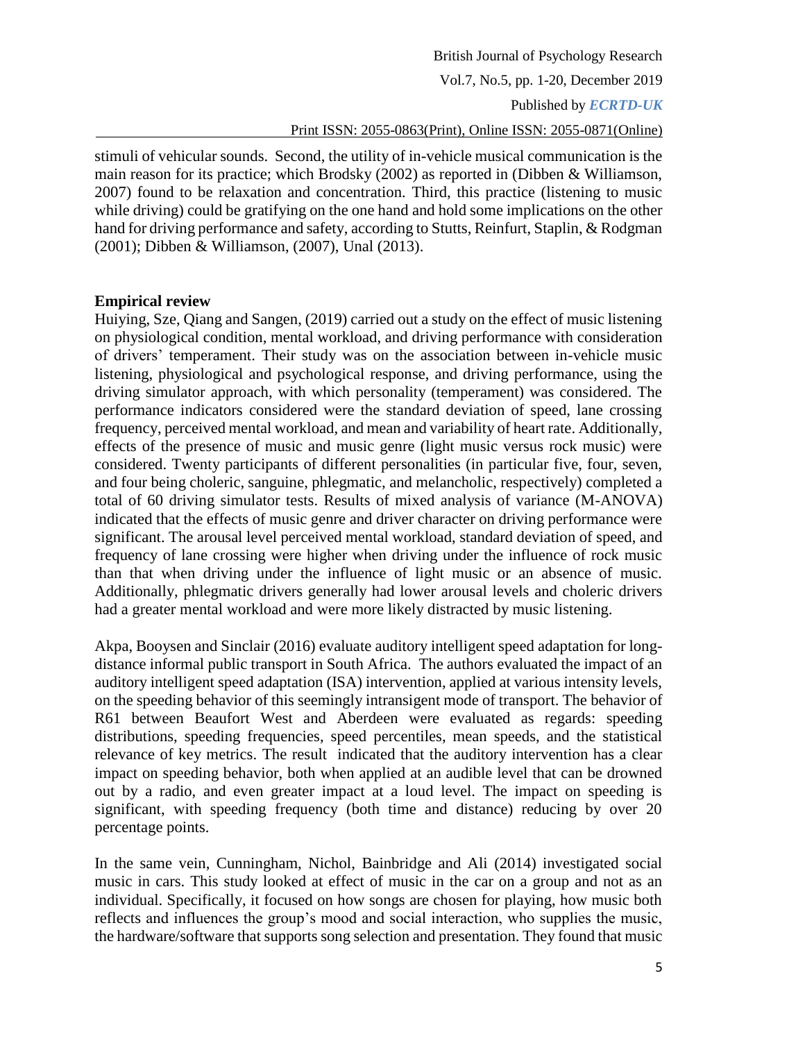stimuli of vehicular sounds. Second, the utility of in-vehicle musical communication is the main reason for its practice; which Brodsky (2002) as reported in (Dibben & Williamson, 2007) found to be relaxation and concentration. Third, this practice (listening to music while driving) could be gratifying on the one hand and hold some implications on the other hand for driving performance and safety, according to Stutts, Reinfurt, Staplin, & Rodgman (2001); Dibben & Williamson, (2007), Unal (2013).

**Empirical review**

Huiying, Sze, Qiang and Sangen, (2019) carried out a study on the effect of music listening on physiological condition, mental workload, and driving performance with consideration of drivers' temperament. Their study was on the association between in-vehicle music listening, physiological and psychological response, and driving performance, using the driving simulator approach, with which personality (temperament) was considered. The performance indicators considered were the standard deviation of speed, lane crossing frequency, perceived mental workload, and mean and variability of heart rate. Additionally, effects of the presence of music and music genre (light music versus rock music) were considered. Twenty participants of different personalities (in particular five, four, seven, and four being choleric, sanguine, phlegmatic, and melancholic, respectively) completed a total of 60 driving simulator tests. Results of mixed analysis of variance (M-ANOVA) indicated that the effects of music genre and driver character on driving performance were significant. The arousal level perceived mental workload, standard deviation of speed, and frequency of lane crossing were higher when driving under the influence of rock music than that when driving under the influence of light music or an absence of music. Additionally, phlegmatic drivers generally had lower arousal levels and choleric drivers had a greater mental workload and were more likely distracted by music listening.

Akpa, Booysen and Sinclair (2016) evaluate auditory intelligent speed adaptation for long-distance informal public transport in South Africa. The authors evaluated the impact of an auditory intelligent speed adaptation (ISA) intervention, applied at various intensity levels, on the speeding behavior of this seemingly intransigent mode of transport. The behavior of R61 between Beaufort West and Aberdeen were evaluated as regards: speeding distributions, speeding frequencies, speed percentiles, mean speeds, and the statistical relevance of key metrics. The result indicated that the auditory intervention has a clear impact on speeding behavior, both when applied at an audible level that can be drowned out by a radio, and even greater impact at a loud level. The impact on speeding is significant, with speeding frequency (both time and distance) reducing by over 20 percentage points.

In the same vein, Cunningham, Nichol, Bainbridge and Ali (2014) investigated social music in cars. This study looked at effect of music in the car on a group and not as an individual. Specifically, it focused on how songs are chosen for playing, how music both reflects and influences the group's mood and social interaction, who supplies the music, the hardware/software that supports song selection and presentation. They found that music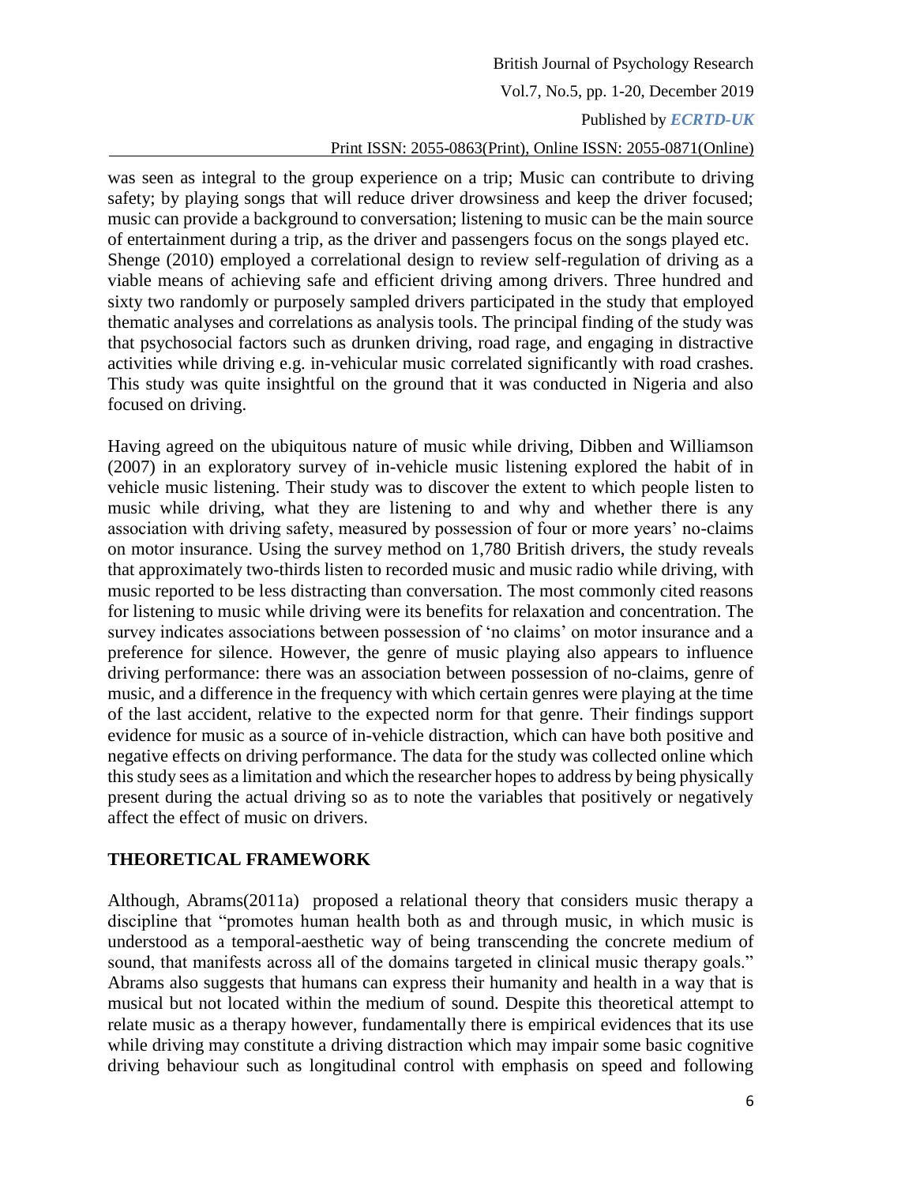was seen as integral to the group experience on a trip; Music can contribute to driving safety; by playing songs that will reduce driver drowsiness and keep the driver focused; music can provide a background to conversation; listening to music can be the main source of entertainment during a trip, as the driver and passengers focus on the songs played etc. Shenge (2010) employed a correlational design to review self-regulation of driving as a viable means of achieving safe and efficient driving among drivers. Three hundred and sixty two randomly or purposely sampled drivers participated in the study that employed thematic analyses and correlations as analysis tools. The principal finding of the study was that psychosocial factors such as drunken driving, road rage, and engaging in distractive activities while driving e.g. in-vehicular music correlated significantly with road crashes. This study was quite insightful on the ground that it was conducted in Nigeria and also focused on driving.

Having agreed on the ubiquitous nature of music while driving, Dibben and Williamson (2007) in an exploratory survey of in-vehicle music listening explored the habit of in vehicle music listening. Their study was to discover the extent to which people listen to music while driving, what they are listening to and why and whether there is any association with driving safety, measured by possession of four or more years' no-claims on motor insurance. Using the survey method on 1,780 British drivers, the study reveals that approximately two-thirds listen to recorded music and music radio while driving, with music reported to be less distracting than conversation. The most commonly cited reasons for listening to music while driving were its benefits for relaxation and concentration. The survey indicates associations between possession of 'no claims' on motor insurance and a preference for silence. However, the genre of music playing also appears to influence driving performance: there was an association between possession of no-claims, genre of music, and a difference in the frequency with which certain genres were playing at the time of the last accident, relative to the expected norm for that genre. Their findings support evidence for music as a source of in-vehicle distraction, which can have both positive and negative effects on driving performance. The data for the study was collected online which this study sees as a limitation and which the researcher hopes to address by being physically present during the actual driving so as to note the variables that positively or negatively affect the effect of music on drivers.

## THEORETICAL FRAMEWORK

Although, Abrams(2011a) proposed a relational theory that considers music therapy a discipline that "promotes human health both as and through music, in which music is understood as a temporal-aesthetic way of being transcending the concrete medium of sound, that manifests across all of the domains targeted in clinical music therapy goals." Abrams also suggests that humans can express their humanity and health in a way that is musical but not located within the medium of sound. Despite this theoretical attempt to relate music as a therapy however, fundamentally there is empirical evidences that its use while driving may constitute a driving distraction which may impair some basic cognitive driving behaviour such as longitudinal control with emphasis on speed and following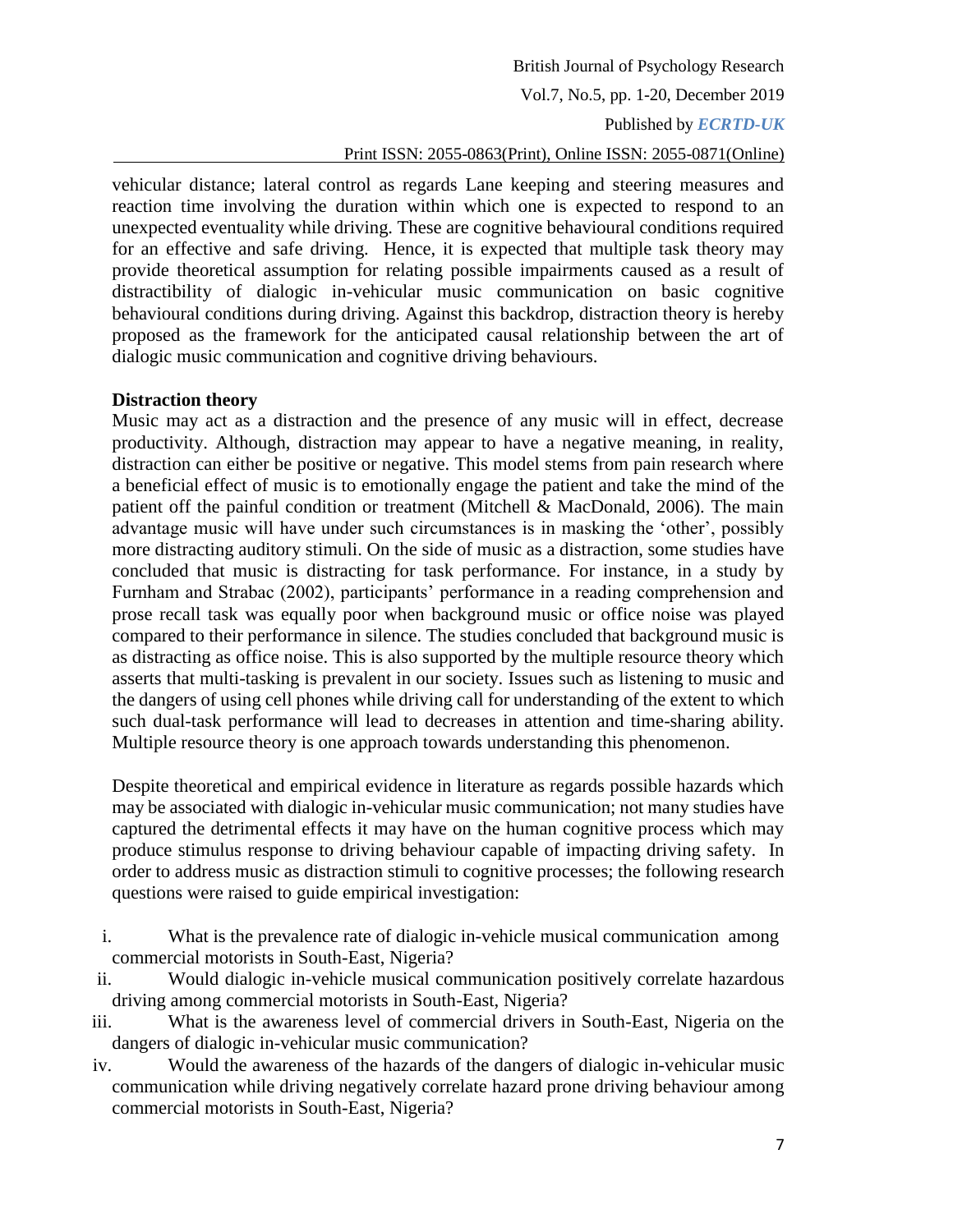vehicular distance; lateral control as regards Lane keeping and steering measures and reaction time involving the duration within which one is expected to respond to an unexpected eventuality while driving. These are cognitive behavioural conditions required for an effective and safe driving. Hence, it is expected that multiple task theory may provide theoretical assumption for relating possible impairments caused as a result of distractibility of dialogic in-vehicular music communication on basic cognitive behavioural conditions during driving. Against this backdrop, distraction theory is hereby proposed as the framework for the anticipated causal relationship between the art of dialogic music communication and cognitive driving behaviours.

**Distraction theory**

Music may act as a distraction and the presence of any music will in effect, decrease productivity. Although, distraction may appear to have a negative meaning, in reality, distraction can either be positive or negative. This model stems from pain research where a beneficial effect of music is to emotionally engage the patient and take the mind of the patient off the painful condition or treatment (Mitchell & MacDonald, 2006). The main advantage music will have under such circumstances is in masking the 'other', possibly more distracting auditory stimuli. On the side of music as a distraction, some studies have concluded that music is distracting for task performance. For instance, in a study by Furnham and Strabac (2002), participants' performance in a reading comprehension and prose recall task was equally poor when background music or office noise was played compared to their performance in silence. The studies concluded that background music is as distracting as office noise. This is also supported by the multiple resource theory which asserts that multi-tasking is prevalent in our society. Issues such as listening to music and the dangers of using cell phones while driving call for understanding of the extent to which such dual-task performance will lead to decreases in attention and time-sharing ability. Multiple resource theory is one approach towards understanding this phenomenon.

Despite theoretical and empirical evidence in literature as regards possible hazards which may be associated with dialogic in-vehicular music communication; not many studies have captured the detrimental effects it may have on the human cognitive process which may produce stimulus response to driving behaviour capable of impacting driving safety. In order to address music as distraction stimuli to cognitive processes; the following research questions were raised to guide empirical investigation:

i. What is the prevalence rate of dialogic in-vehicle musical communication among commercial motorists in South-East, Nigeria?

ii. Would dialogic in-vehicle musical communication positively correlate hazardous driving among commercial motorists in South-East, Nigeria?

iii. What is the awareness level of commercial drivers in South-East, Nigeria on the dangers of dialogic in-vehicular music communication?

iv. Would the awareness of the hazards of the dangers of dialogic in-vehicular music communication while driving negatively correlate hazard prone driving behaviour among commercial motorists in South-East, Nigeria?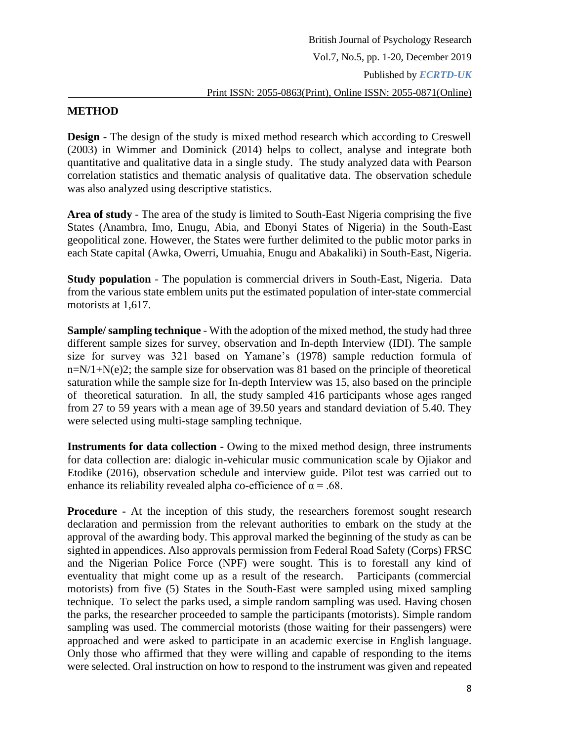## METHOD

**Design -** The design of the study is mixed method research which according to Creswell (2003) in Wimmer and Dominick (2014) helps to collect, analyse and integrate both quantitative and qualitative data in a single study. The study analyzed data with Pearson correlation statistics and thematic analysis of qualitative data. The observation schedule was also analyzed using descriptive statistics.

**Area of study** - The area of the study is limited to South-East Nigeria comprising the five States (Anambra, Imo, Enugu, Abia, and Ebonyi States of Nigeria) in the South-East geopolitical zone. However, the States were further delimited to the public motor parks in each State capital (Awka, Owerri, Umuahia, Enugu and Abakaliki) in South-East, Nigeria.

**Study population** - The population is commercial drivers in South-East, Nigeria. Data from the various state emblem units put the estimated population of inter-state commercial motorists at 1,617.

**Sample/ sampling technique** - With the adoption of the mixed method, the study had three different sample sizes for survey, observation and In-depth Interview (IDI). The sample size for survey was 321 based on Yamane's (1978) sample reduction formula of $n=N/1+N(e)2$; the sample size for observation was 81 based on the principle of theoretical saturation while the sample size for In-depth Interview was 15, also based on the principle of theoretical saturation. In all, the study sampled 416 participants whose ages ranged from 27 to 59 years with a mean age of 39.50 years and standard deviation of 5.40. They were selected using multi-stage sampling technique.

**Instruments for data collection -** Owing to the mixed method design, three instruments for data collection are: dialogic in-vehicular music communication scale by Ojiakor and Etodike (2016), observation schedule and interview guide. Pilot test was carried out to enhance its reliability revealed alpha co-efficience of $\alpha = .68$.

**Procedure -** At the inception of this study, the researchers foremost sought research declaration and permission from the relevant authorities to embark on the study at the approval of the awarding body. This approval marked the beginning of the study as can be sighted in appendices. Also approvals permission from Federal Road Safety (Corps) FRSC and the Nigerian Police Force (NPF) were sought. This is to forestall any kind of eventuality that might come up as a result of the research. Participants (commercial motorists) from five (5) States in the South-East were sampled using mixed sampling technique. To select the parks used, a simple random sampling was used. Having chosen the parks, the researcher proceeded to sample the participants (motorists). Simple random sampling was used. The commercial motorists (those waiting for their passengers) were approached and were asked to participate in an academic exercise in English language. Only those who affirmed that they were willing and capable of responding to the items were selected. Oral instruction on how to respond to the instrument was given and repeated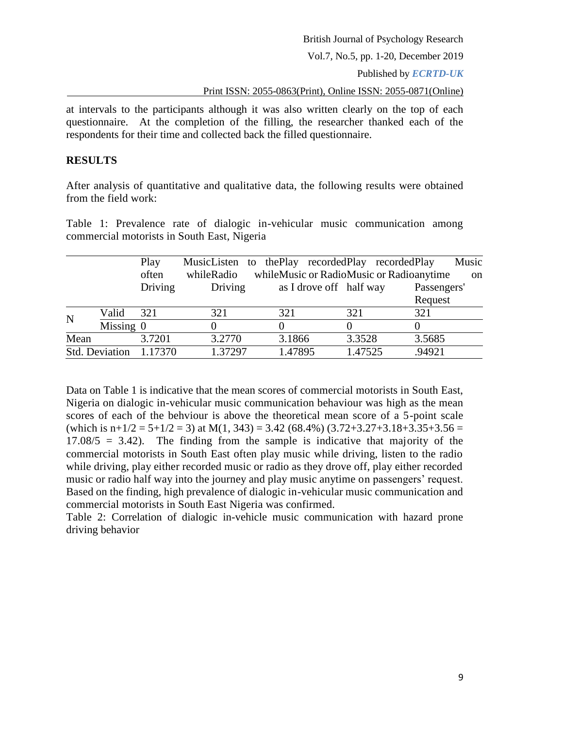at intervals to the participants although it was also written clearly on the top of each questionnaire. At the completion of the filling, the researcher thanked each of the respondents for their time and collected back the filled questionnaire.

## RESULTS

After analysis of quantitative and qualitative data, the following results were obtained from the field work:

Table 1: Prevalence rate of dialogic in-vehicular music communication among commercial motorists in South East, Nigeria

| | | Play Music often while Driving | Listen to the Radio while Driving | Play recorded Music or Radio as I drove off | Play recorded Music or Radio half way | Play Music anytime on Passengers' Request |
|---|---|---|---|---|---|---|
| N | Valid | 321 | 321 | 321 | 321 | 321 |
| | Missing | 0 | 0 | 0 | 0 | 0 |
| Mean | | 3.7201 | 3.2770 | 3.1866 | 3.3528 | 3.5685 |
| Std. Deviation | | 1.17370 | 1.37297 | 1.47895 | 1.47525 | .94921 |

Data on Table 1 is indicative that the mean scores of commercial motorists in South East, Nigeria on dialogic in-vehicular music communication behaviour was high as the mean scores of each of the behviour is above the theoretical mean score of a 5-point scale (which is $n+1/2 = 5+1/2 = 3$) at $M(1, 343) = 3.42$ (68.4%) ($3.72+3.27+3.18+3.35+3.56 = 17.08/5 = 3.42$). The finding from the sample is indicative that majority of the commercial motorists in South East often play music while driving, listen to the radio while driving, play either recorded music or radio as they drove off, play either recorded music or radio half way into the journey and play music anytime on passengers' request. Based on the finding, high prevalence of dialogic in-vehicular music communication and commercial motorists in South East Nigeria was confirmed.

Table 2: Correlation of dialogic in-vehicle music communication with hazard prone driving behavior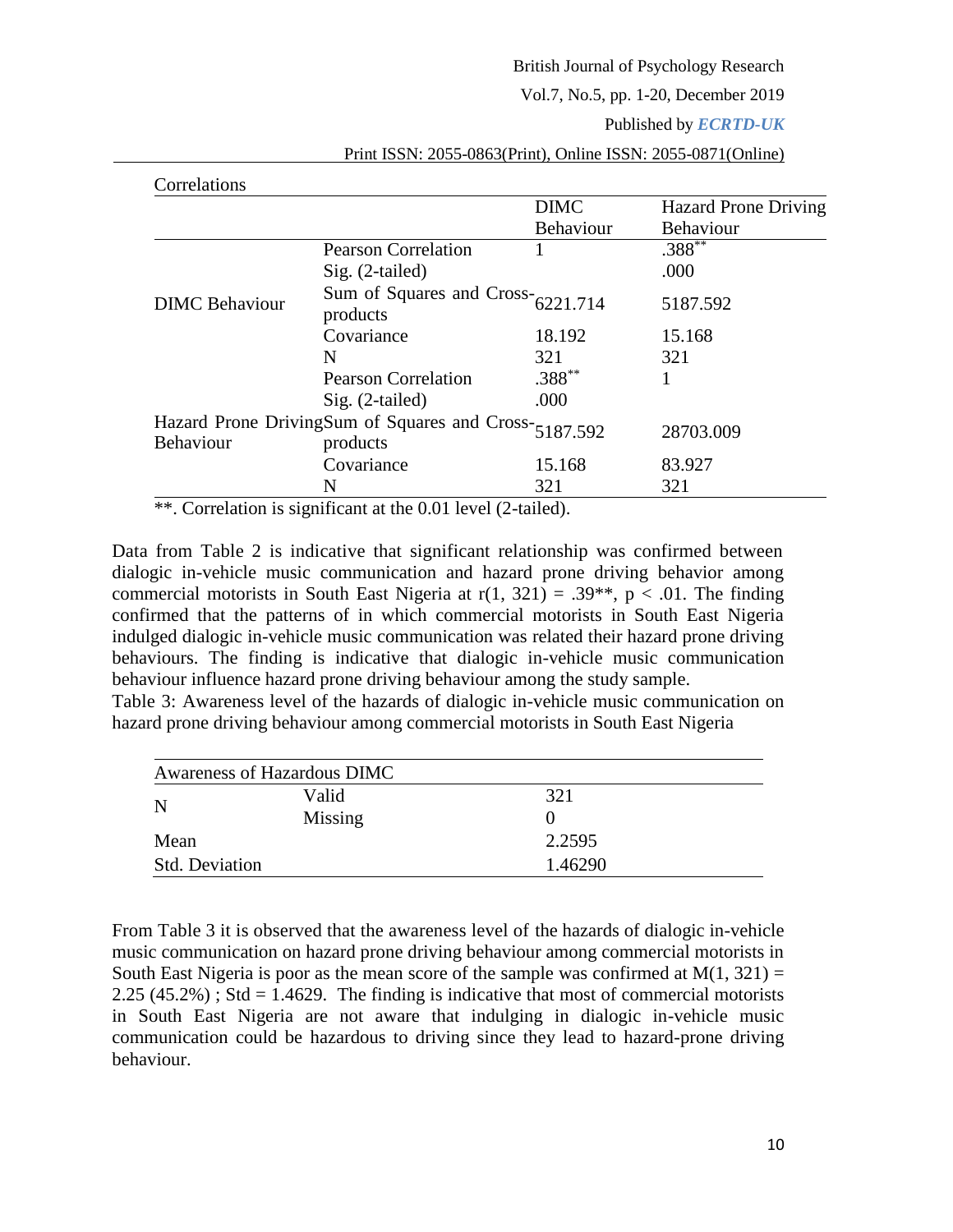Correlations

| | | DIMC Behaviour | Hazard Prone Driving Behaviour |
|---|---|---|---|
| DIMC Behaviour | Pearson Correlation | 1 | .388** |
| | Sig. (2-tailed) | | .000 |
| | Sum of Squares and Cross-products | 6221.714 | 5187.592 |
| | Covariance | 18.192 | 15.168 |
| | N | 321 | 321 |
| Hazard Prone Driving Behaviour | Pearson Correlation | .388** | 1 |
| | Sig. (2-tailed) | .000 | |
| | Sum of Squares and Cross-products | 5187.592 | 28703.009 |
| | Covariance | 15.168 | 83.927 |
| | N | 321 | 321 |

**. Correlation is significant at the 0.01 level (2-tailed).

Data from Table 2 is indicative that significant relationship was confirmed between dialogic in-vehicle music communication and hazard prone driving behavior among commercial motorists in South East Nigeria at $r(1, 321) = .39^{**}$, $p < .01$. The finding confirmed that the patterns of in which commercial motorists in South East Nigeria indulged dialogic in-vehicle music communication was related their hazard prone driving behaviours. The finding is indicative that dialogic in-vehicle music communication behaviour influence hazard prone driving behaviour among the study sample.

Table 3: Awareness level of the hazards of dialogic in-vehicle music communication on hazard prone driving behaviour among commercial motorists in South East Nigeria

| Awareness of Hazardous DIMC | | |
|---|---|---|
| N | Valid | 321 |
| | Missing | 0 |
| Mean | | 2.2595 |
| Std. Deviation | | 1.46290 |

From Table 3 it is observed that the awareness level of the hazards of dialogic in-vehicle music communication on hazard prone driving behaviour among commercial motorists in South East Nigeria is poor as the mean score of the sample was confirmed at $M(1, 321) = 2.25$ (45.2%) ; Std = 1.4629. The finding is indicative that most of commercial motorists in South East Nigeria are not aware that indulging in dialogic in-vehicle music communication could be hazardous to driving since they lead to hazard-prone driving behaviour.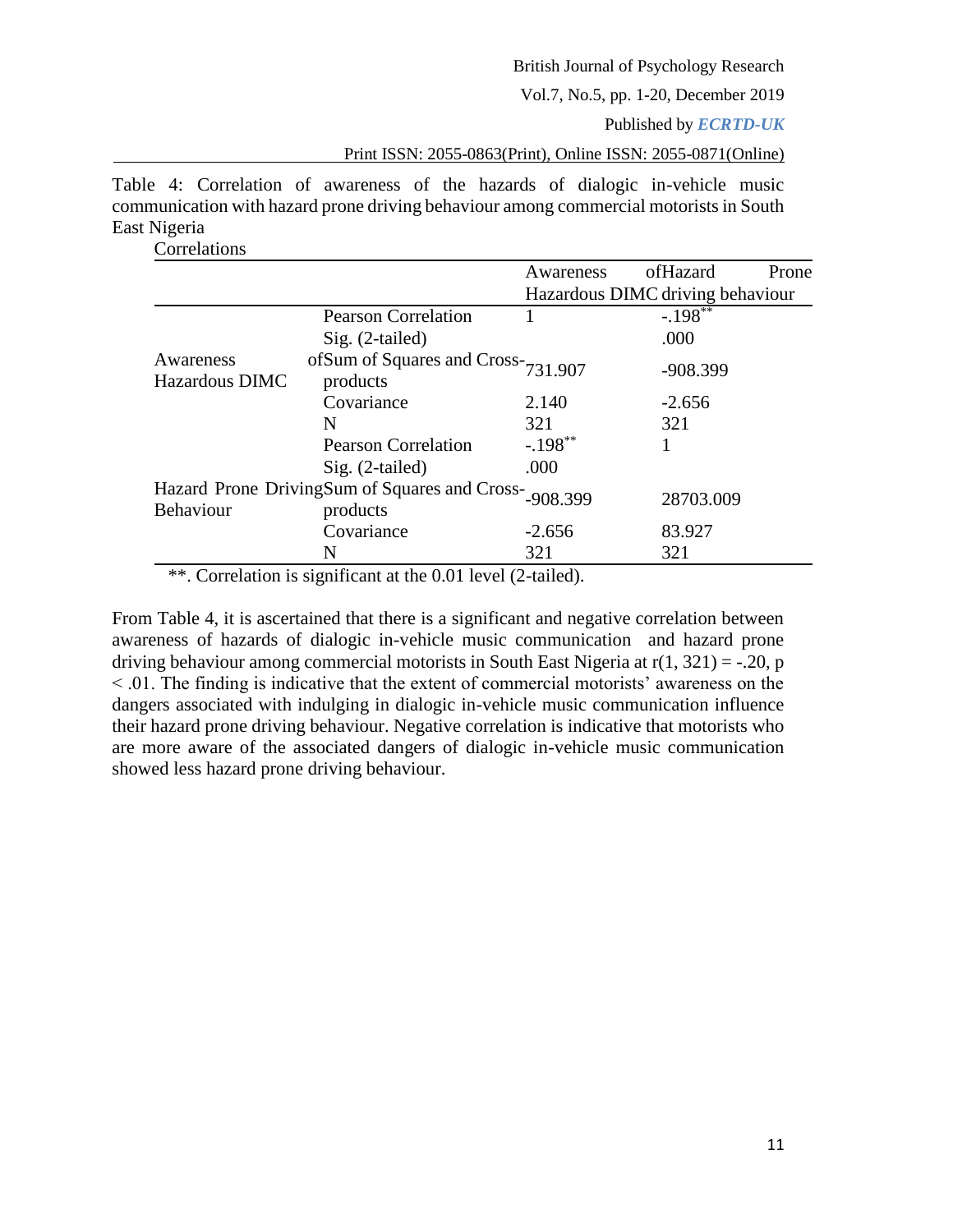Table 4: Correlation of awareness of the hazards of dialogic in-vehicle music communication with hazard prone driving behaviour among commercial motorists in South East Nigeria

Correlations

| | | Awareness of Hazardous DIMC | Hazard Prone driving behaviour |
|---|---|---|---|
| Awareness of Hazardous DIMC | Pearson Correlation | 1 | -.198** |
| | Sig. (2-tailed) | | .000 |
| | Sum of Squares and Cross-products | 731.907 | -908.399 |
| | Covariance | 2.140 | -2.656 |
| | N | 321 | 321 |
| Hazard Prone Driving Behaviour | Pearson Correlation | -.198** | 1 |
| | Sig. (2-tailed) | .000 | |
| | Sum of Squares and Cross-products | -908.399 | 28703.009 |
| | Covariance | -2.656 | 83.927 |
| | N | 321 | 321 |

**. Correlation is significant at the 0.01 level (2-tailed).

From Table 4, it is ascertained that there is a significant and negative correlation between awareness of hazards of dialogic in-vehicle music communication and hazard prone driving behaviour among commercial motorists in South East Nigeria at $r(1, 321) = -.20$, $p < .01$. The finding is indicative that the extent of commercial motorists' awareness on the dangers associated with indulging in dialogic in-vehicle music communication influence their hazard prone driving behaviour. Negative correlation is indicative that motorists who are more aware of the associated dangers of dialogic in-vehicle music communication showed less hazard prone driving behaviour.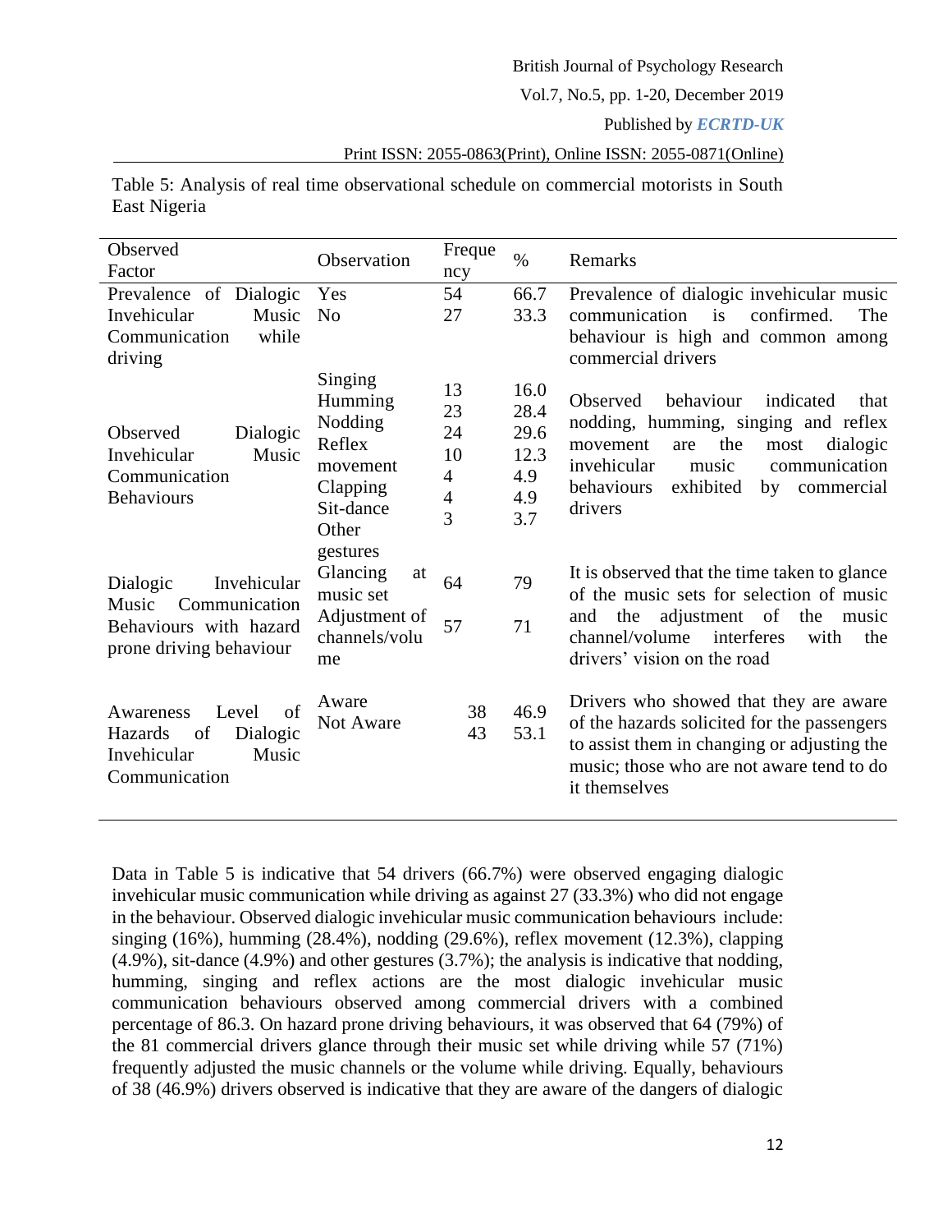Table 5: Analysis of real time observational schedule on commercial motorists in South East Nigeria

| Observed Factor | Observation | Frequency | % | Remarks |
|---|---|---|---|---|
| Prevalence of Dialogic Invehicular Music Communication while driving | Yes<br>No | 54<br>27 | 66.7<br>33.3 | Prevalence of dialogic invehicular music communication is confirmed. The behaviour is high and common among commercial drivers |
| Observed Dialogic Invehicular Music Communication Behaviours | Singing<br>Humming<br>Nodding<br>Reflex movement<br>Clapping<br>Sit-dance<br>Other gestures | 13<br>23<br>24<br>10<br>4<br>4<br>3 | 16.0<br>28.4<br>29.6<br>12.3<br>4.9<br>4.9<br>3.7 | Observed behaviour indicated that nodding, humming, singing and reflex movement are the most dialogic invehicular music communication behaviours exhibited by commercial drivers |
| Dialogic Invehicular Music Communication Behaviours with hazard prone driving behaviour | Glancing at music set<br>Adjustment of channels/volume | 64<br>57 | 79<br>71 | It is observed that the time taken to glance of the music sets for selection of music and the adjustment of the music channel/volume interferes with the drivers' vision on the road |
| Awareness Level of Hazards of Dialogic Invehicular Music Communication | Aware<br>Not Aware | 38<br>43 | 46.9<br>53.1 | Drivers who showed that they are aware of the hazards solicited for the passengers to assist them in changing or adjusting the music; those who are not aware tend to do it themselves |

Data in Table 5 is indicative that 54 drivers (66.7%) were observed engaging dialogic invehicular music communication while driving as against 27 (33.3%) who did not engage in the behaviour. Observed dialogic invehicular music communication behaviours include: singing (16%), humming (28.4%), nodding (29.6%), reflex movement (12.3%), clapping (4.9%), sit-dance (4.9%) and other gestures (3.7%); the analysis is indicative that nodding, humming, singing and reflex actions are the most dialogic invehicular music communication behaviours observed among commercial drivers with a combined percentage of 86.3. On hazard prone driving behaviours, it was observed that 64 (79%) of the 81 commercial drivers glance through their music set while driving while 57 (71%) frequently adjusted the music channels or the volume while driving. Equally, behaviours of 38 (46.9%) drivers observed is indicative that they are aware of the dangers of dialogic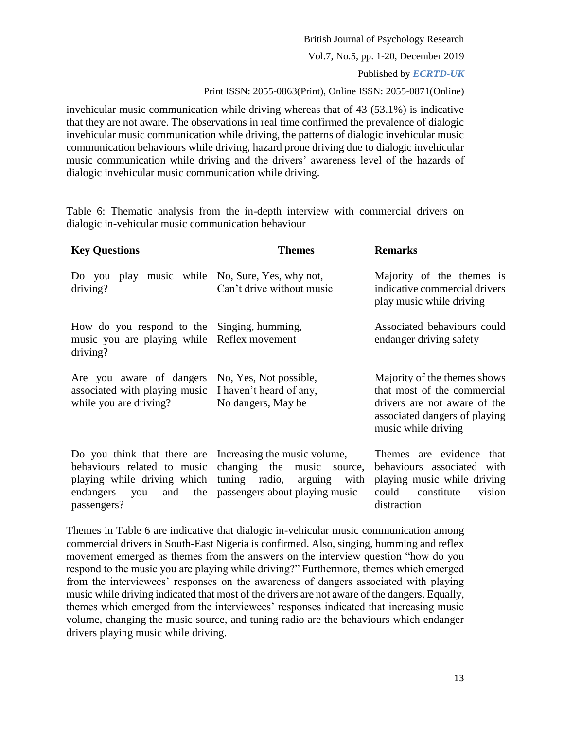invehicular music communication while driving whereas that of 43 (53.1%) is indicative that they are not aware. The observations in real time confirmed the prevalence of dialogic invehicular music communication while driving, the patterns of dialogic invehicular music communication behaviours while driving, hazard prone driving due to dialogic invehicular music communication while driving and the drivers' awareness level of the hazards of dialogic invehicular music communication while driving.

Table 6: Thematic analysis from the in-depth interview with commercial drivers on dialogic in-vehicular music communication behaviour

| **Key Questions** | **Themes** | **Remarks** |
|---|---|---|
| Do you play music while driving? | No, Sure, Yes, why not, Can't drive without music | Majority of the themes is indicative commercial drivers play music while driving |
| How do you respond to the music you are playing while driving? | Singing, humming, Reflex movement | Associated behaviours could endanger driving safety |
| Are you aware of dangers associated with playing music while you are driving? | No, Yes, Not possible, I haven't heard of any, No dangers, May be | Majority of the themes shows that most of the commercial drivers are not aware of the associated dangers of playing music while driving |
| Do you think that there are behaviours related to music playing while driving which endangers you and the passengers? | Increasing the music volume, changing the music source, tuning radio, arguing with passengers about playing music | Themes are evidence that behaviours associated with playing music while driving could constitute vision distraction |

Themes in Table 6 are indicative that dialogic in-vehicular music communication among commercial drivers in South-East Nigeria is confirmed. Also, singing, humming and reflex movement emerged as themes from the answers on the interview question "how do you respond to the music you are playing while driving?" Furthermore, themes which emerged from the interviewees' responses on the awareness of dangers associated with playing music while driving indicated that most of the drivers are not aware of the dangers. Equally, themes which emerged from the interviewees' responses indicated that increasing music volume, changing the music source, and tuning radio are the behaviours which endanger drivers playing music while driving.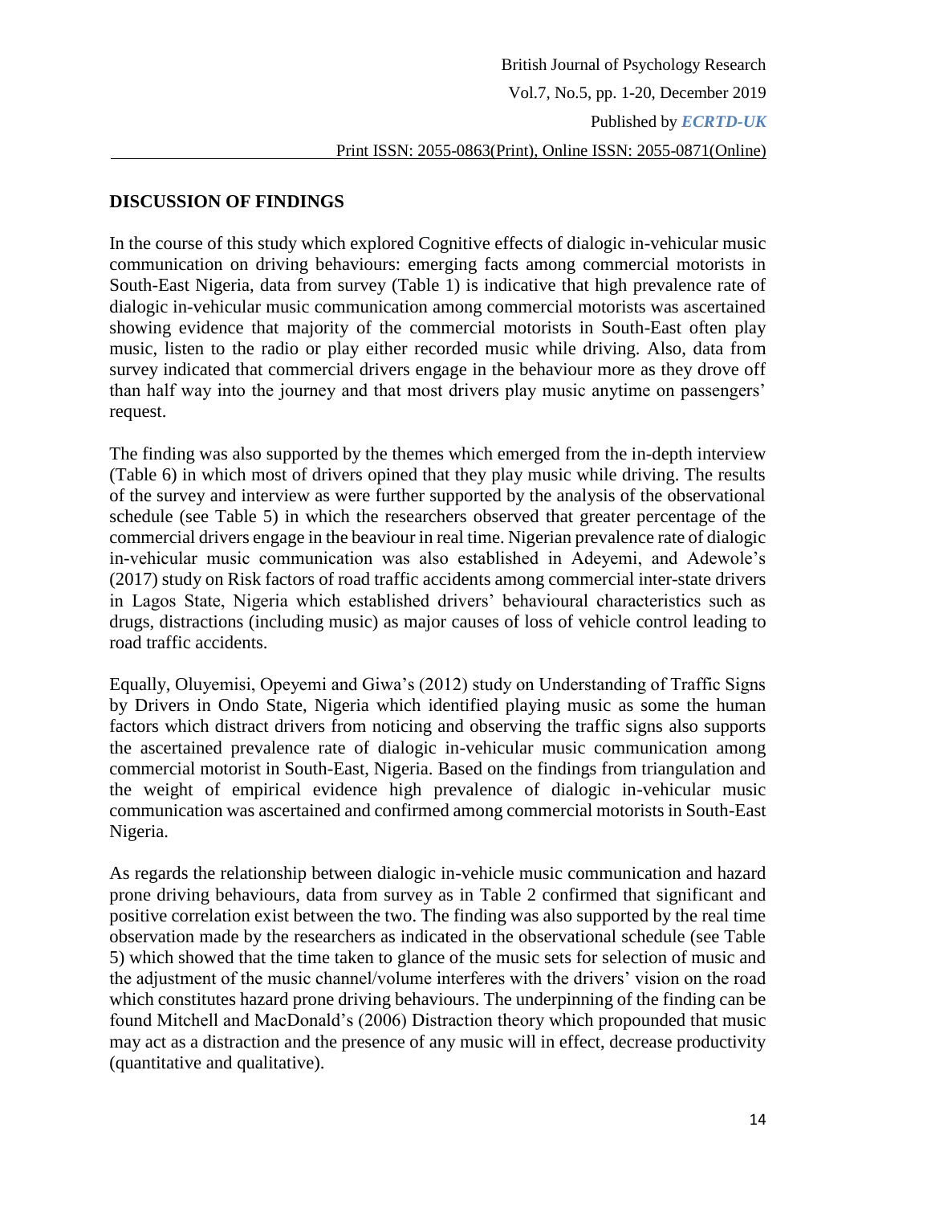## DISCUSSION OF FINDINGS

In the course of this study which explored Cognitive effects of dialogic in-vehicular music communication on driving behaviours: emerging facts among commercial motorists in South-East Nigeria, data from survey (Table 1) is indicative that high prevalence rate of dialogic in-vehicular music communication among commercial motorists was ascertained showing evidence that majority of the commercial motorists in South-East often play music, listen to the radio or play either recorded music while driving. Also, data from survey indicated that commercial drivers engage in the behaviour more as they drove off than half way into the journey and that most drivers play music anytime on passengers' request.

The finding was also supported by the themes which emerged from the in-depth interview (Table 6) in which most of drivers opined that they play music while driving. The results of the survey and interview as were further supported by the analysis of the observational schedule (see Table 5) in which the researchers observed that greater percentage of the commercial drivers engage in the beaviour in real time. Nigerian prevalence rate of dialogic in-vehicular music communication was also established in Adeyemi, and Adewole's (2017) study on Risk factors of road traffic accidents among commercial inter-state drivers in Lagos State, Nigeria which established drivers' behavioural characteristics such as drugs, distractions (including music) as major causes of loss of vehicle control leading to road traffic accidents.

Equally, Oluyemisi, Opeyemi and Giwa's (2012) study on Understanding of Traffic Signs by Drivers in Ondo State, Nigeria which identified playing music as some the human factors which distract drivers from noticing and observing the traffic signs also supports the ascertained prevalence rate of dialogic in-vehicular music communication among commercial motorist in South-East, Nigeria. Based on the findings from triangulation and the weight of empirical evidence high prevalence of dialogic in-vehicular music communication was ascertained and confirmed among commercial motorists in South-East Nigeria.

As regards the relationship between dialogic in-vehicle music communication and hazard prone driving behaviours, data from survey as in Table 2 confirmed that significant and positive correlation exist between the two. The finding was also supported by the real time observation made by the researchers as indicated in the observational schedule (see Table 5) which showed that the time taken to glance of the music sets for selection of music and the adjustment of the music channel/volume interferes with the drivers' vision on the road which constitutes hazard prone driving behaviours. The underpinning of the finding can be found Mitchell and MacDonald's (2006) Distraction theory which propounded that music may act as a distraction and the presence of any music will in effect, decrease productivity (quantitative and qualitative).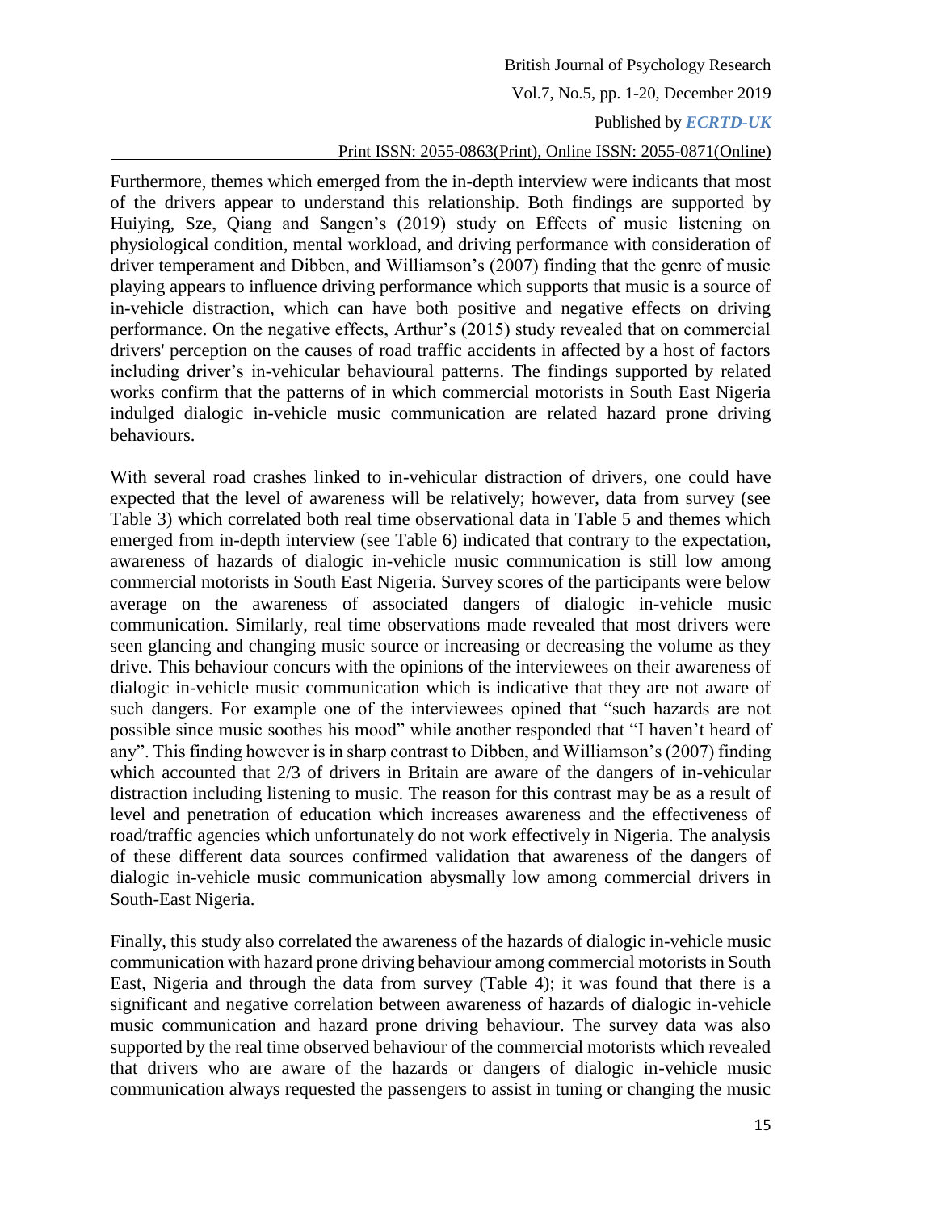Furthermore, themes which emerged from the in-depth interview were indicants that most of the drivers appear to understand this relationship. Both findings are supported by Huiying, Sze, Qiang and Sangen's (2019) study on Effects of music listening on physiological condition, mental workload, and driving performance with consideration of driver temperament and Dibben, and Williamson's (2007) finding that the genre of music playing appears to influence driving performance which supports that music is a source of in-vehicle distraction, which can have both positive and negative effects on driving performance. On the negative effects, Arthur's (2015) study revealed that on commercial drivers' perception on the causes of road traffic accidents in affected by a host of factors including driver's in-vehicular behavioural patterns. The findings supported by related works confirm that the patterns of in which commercial motorists in South East Nigeria indulged dialogic in-vehicle music communication are related hazard prone driving behaviours.

With several road crashes linked to in-vehicular distraction of drivers, one could have expected that the level of awareness will be relatively; however, data from survey (see Table 3) which correlated both real time observational data in Table 5 and themes which emerged from in-depth interview (see Table 6) indicated that contrary to the expectation, awareness of hazards of dialogic in-vehicle music communication is still low among commercial motorists in South East Nigeria. Survey scores of the participants were below average on the awareness of associated dangers of dialogic in-vehicle music communication. Similarly, real time observations made revealed that most drivers were seen glancing and changing music source or increasing or decreasing the volume as they drive. This behaviour concurs with the opinions of the interviewees on their awareness of dialogic in-vehicle music communication which is indicative that they are not aware of such dangers. For example one of the interviewees opined that "such hazards are not possible since music soothes his mood" while another responded that "I haven't heard of any". This finding however is in sharp contrast to Dibben, and Williamson's (2007) finding which accounted that 2/3 of drivers in Britain are aware of the dangers of in-vehicular distraction including listening to music. The reason for this contrast may be as a result of level and penetration of education which increases awareness and the effectiveness of road/traffic agencies which unfortunately do not work effectively in Nigeria. The analysis of these different data sources confirmed validation that awareness of the dangers of dialogic in-vehicle music communication abysmally low among commercial drivers in South-East Nigeria.

Finally, this study also correlated the awareness of the hazards of dialogic in-vehicle music communication with hazard prone driving behaviour among commercial motorists in South East, Nigeria and through the data from survey (Table 4); it was found that there is a significant and negative correlation between awareness of hazards of dialogic in-vehicle music communication and hazard prone driving behaviour. The survey data was also supported by the real time observed behaviour of the commercial motorists which revealed that drivers who are aware of the hazards or dangers of dialogic in-vehicle music communication always requested the passengers to assist in tuning or changing the music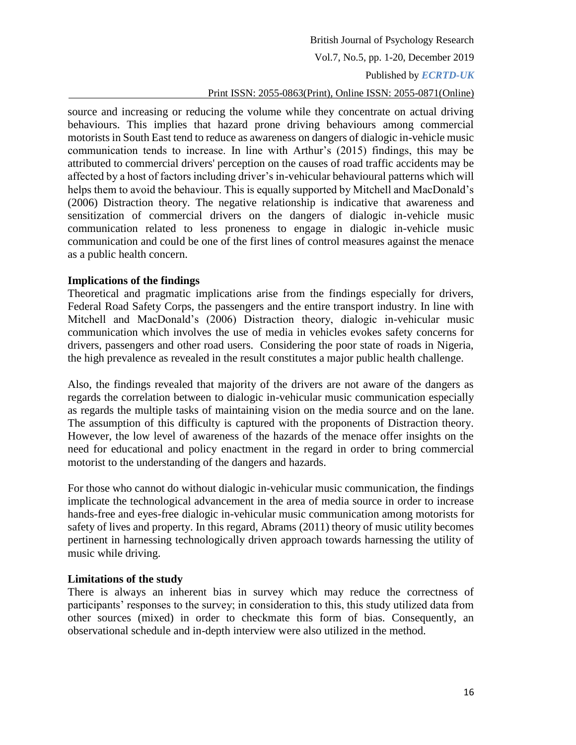source and increasing or reducing the volume while they concentrate on actual driving behaviours. This implies that hazard prone driving behaviours among commercial motorists in South East tend to reduce as awareness on dangers of dialogic in-vehicle music communication tends to increase. In line with Arthur's (2015) findings, this may be attributed to commercial drivers' perception on the causes of road traffic accidents may be affected by a host of factors including driver's in-vehicular behavioural patterns which will helps them to avoid the behaviour. This is equally supported by Mitchell and MacDonald's (2006) Distraction theory. The negative relationship is indicative that awareness and sensitization of commercial drivers on the dangers of dialogic in-vehicle music communication related to less proneness to engage in dialogic in-vehicle music communication and could be one of the first lines of control measures against the menace as a public health concern.

**Implications of the findings**

Theoretical and pragmatic implications arise from the findings especially for drivers, Federal Road Safety Corps, the passengers and the entire transport industry. In line with Mitchell and MacDonald's (2006) Distraction theory, dialogic in-vehicular music communication which involves the use of media in vehicles evokes safety concerns for drivers, passengers and other road users. Considering the poor state of roads in Nigeria, the high prevalence as revealed in the result constitutes a major public health challenge.

Also, the findings revealed that majority of the drivers are not aware of the dangers as regards the correlation between to dialogic in-vehicular music communication especially as regards the multiple tasks of maintaining vision on the media source and on the lane. The assumption of this difficulty is captured with the proponents of Distraction theory. However, the low level of awareness of the hazards of the menace offer insights on the need for educational and policy enactment in the regard in order to bring commercial motorist to the understanding of the dangers and hazards.

For those who cannot do without dialogic in-vehicular music communication, the findings implicate the technological advancement in the area of media source in order to increase hands-free and eyes-free dialogic in-vehicular music communication among motorists for safety of lives and property. In this regard, Abrams (2011) theory of music utility becomes pertinent in harnessing technologically driven approach towards harnessing the utility of music while driving.

**Limitations of the study**

There is always an inherent bias in survey which may reduce the correctness of participants' responses to the survey; in consideration to this, this study utilized data from other sources (mixed) in order to checkmate this form of bias. Consequently, an observational schedule and in-depth interview were also utilized in the method.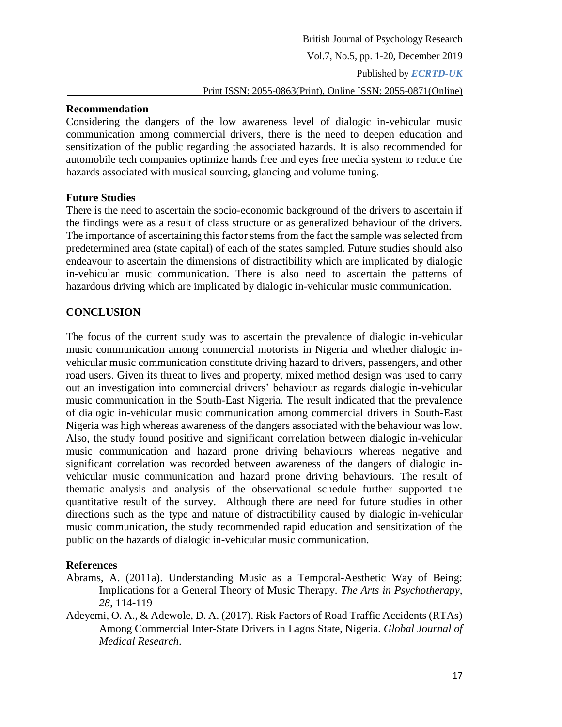**Recommendation**

Considering the dangers of the low awareness level of dialogic in-vehicular music communication among commercial drivers, there is the need to deepen education and sensitization of the public regarding the associated hazards. It is also recommended for automobile tech companies optimize hands free and eyes free media system to reduce the hazards associated with musical sourcing, glancing and volume tuning.

**Future Studies**

There is the need to ascertain the socio-economic background of the drivers to ascertain if the findings were as a result of class structure or as generalized behaviour of the drivers. The importance of ascertaining this factor stems from the fact the sample was selected from predetermined area (state capital) of each of the states sampled. Future studies should also endeavour to ascertain the dimensions of distractibility which are implicated by dialogic in-vehicular music communication. There is also need to ascertain the patterns of hazardous driving which are implicated by dialogic in-vehicular music communication.

## CONCLUSION

The focus of the current study was to ascertain the prevalence of dialogic in-vehicular music communication among commercial motorists in Nigeria and whether dialogic in-vehicular music communication constitute driving hazard to drivers, passengers, and other road users. Given its threat to lives and property, mixed method design was used to carry out an investigation into commercial drivers' behaviour as regards dialogic in-vehicular music communication in the South-East Nigeria. The result indicated that the prevalence of dialogic in-vehicular music communication among commercial drivers in South-East Nigeria was high whereas awareness of the dangers associated with the behaviour was low. Also, the study found positive and significant correlation between dialogic in-vehicular music communication and hazard prone driving behaviours whereas negative and significant correlation was recorded between awareness of the dangers of dialogic in-vehicular music communication and hazard prone driving behaviours. The result of thematic analysis and analysis of the observational schedule further supported the quantitative result of the survey. Although there are need for future studies in other directions such as the type and nature of distractibility caused by dialogic in-vehicular music communication, the study recommended rapid education and sensitization of the public on the hazards of dialogic in-vehicular music communication.

**References**

Abrams, A. (2011a). Understanding Music as a Temporal-Aesthetic Way of Being: Implications for a General Theory of Music Therapy. *The Arts in Psychotherapy, 28*, 114-119

Adeyemi, O. A., & Adewole, D. A. (2017). Risk Factors of Road Traffic Accidents (RTAs) Among Commercial Inter-State Drivers in Lagos State, Nigeria. *Global Journal of Medical Research*.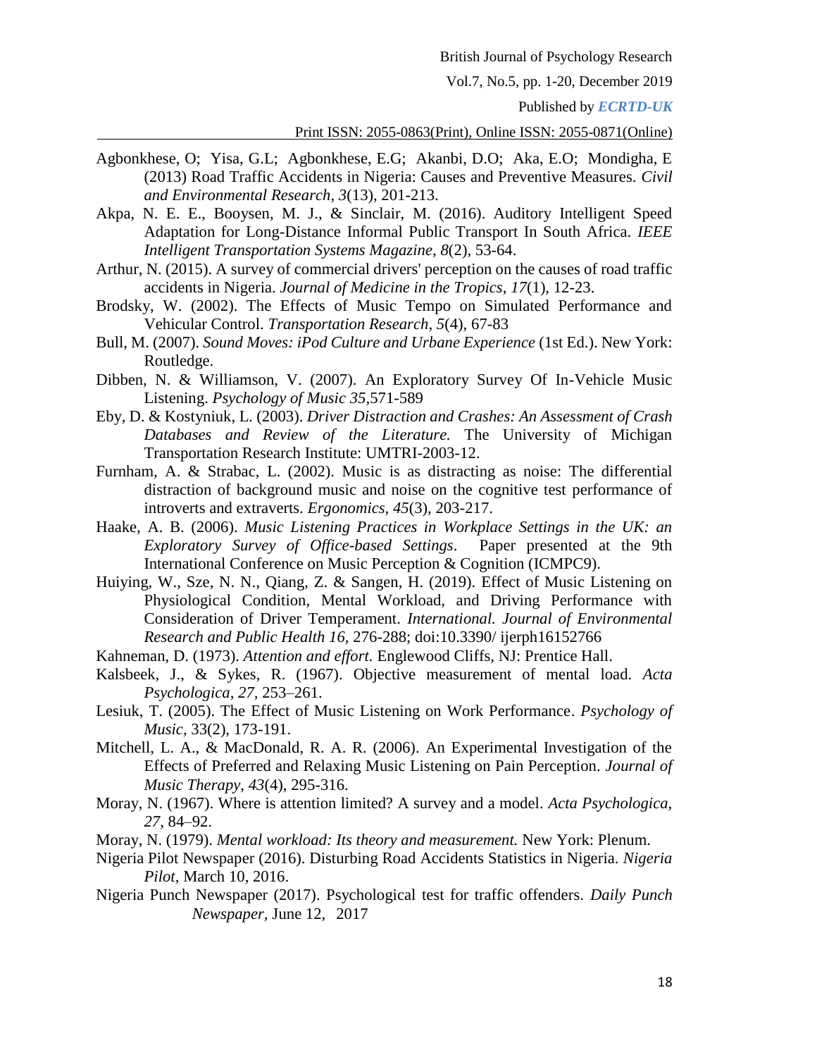Agbonkhese, O; Yisa, G.L; Agbonkhese, E.G; Akanbi, D.O; Aka, E.O; Mondigha, E (2013) Road Traffic Accidents in Nigeria: Causes and Preventive Measures. *Civil and Environmental Research, 3*(13), 201-213.

Akpa, N. E. E., Booysen, M. J., & Sinclair, M. (2016). Auditory Intelligent Speed Adaptation for Long-Distance Informal Public Transport In South Africa. *IEEE Intelligent Transportation Systems Magazine*, *8*(2), 53-64.

Arthur, N. (2015). A survey of commercial drivers' perception on the causes of road traffic accidents in Nigeria. *Journal of Medicine in the Tropics*, *17*(1), 12-23.

Brodsky, W. (2002). The Effects of Music Tempo on Simulated Performance and Vehicular Control. *Transportation Research*, *5*(4), 67-83

Bull, M. (2007). *Sound Moves: iPod Culture and Urbane Experience* (1st Ed.). New York: Routledge.

Dibben, N. & Williamson, V. (2007). An Exploratory Survey Of In-Vehicle Music Listening. *Psychology of Music 35*,571-589

Eby, D. & Kostyniuk, L. (2003). *Driver Distraction and Crashes: An Assessment of Crash Databases and Review of the Literature.* The University of Michigan Transportation Research Institute: UMTRI-2003-12.

Furnham, A. & Strabac, L. (2002). Music is as distracting as noise: The differential distraction of background music and noise on the cognitive test performance of introverts and extraverts. *Ergonomics*, *45*(3), 203-217.

Haake, A. B. (2006). *Music Listening Practices in Workplace Settings in the UK: an Exploratory Survey of Office-based Settings*. Paper presented at the 9th International Conference on Music Perception & Cognition (ICMPC9).

Huiying, W., Sze, N. N., Qiang, Z. & Sangen, H. (2019). Effect of Music Listening on Physiological Condition, Mental Workload, and Driving Performance with Consideration of Driver Temperament. *International. Journal of Environmental Research and Public Health 16*, 276-288; doi:10.3390/ ijerph16152766

Kahneman, D. (1973). *Attention and effort.* Englewood Cliffs, NJ: Prentice Hall.

Kalsbeek, J., & Sykes, R. (1967). Objective measurement of mental load. *Acta Psychologica, 27,* 253–261.

Lesiuk, T. (2005). The Effect of Music Listening on Work Performance. *Psychology of Music,* 33(2), 173-191.

Mitchell, L. A., & MacDonald, R. A. R. (2006). An Experimental Investigation of the Effects of Preferred and Relaxing Music Listening on Pain Perception. *Journal of Music Therapy*, *43*(4), 295-316.

Moray, N. (1967). Where is attention limited? A survey and a model. *Acta Psychologica, 27,* 84–92.

Moray, N. (1979). *Mental workload: Its theory and measurement.* New York: Plenum.

Nigeria Pilot Newspaper (2016). Disturbing Road Accidents Statistics in Nigeria. *Nigeria Pilot,* March 10, 2016.

Nigeria Punch Newspaper (2017). Psychological test for traffic offenders. *Daily Punch Newspaper,* June 12, 2017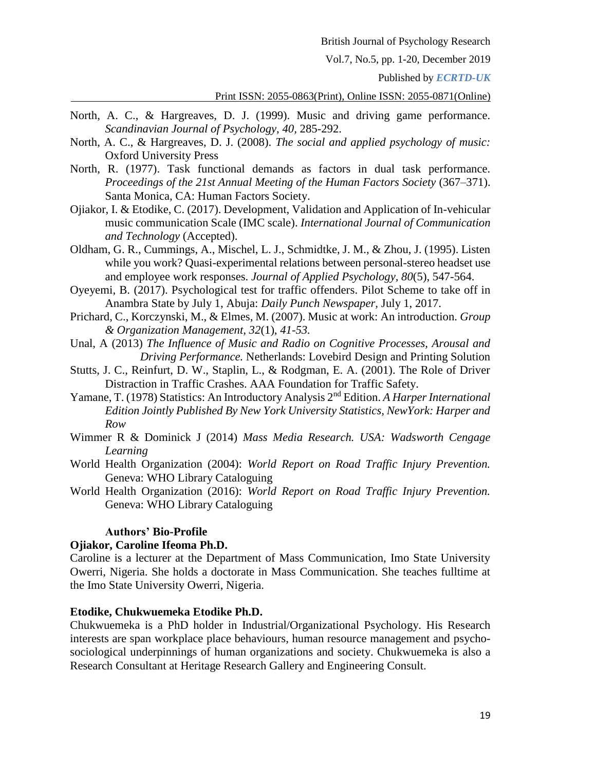North, A. C., & Hargreaves, D. J. (1999). Music and driving game performance. *Scandinavian Journal of Psychology, 40*, 285-292.

North, A. C., & Hargreaves, D. J. (2008). *The social and applied psychology of music:* Oxford University Press

North, R. (1977). Task functional demands as factors in dual task performance. *Proceedings of the 21st Annual Meeting of the Human Factors Society* (367–371). Santa Monica, CA: Human Factors Society.

Ojiakor, I. & Etodike, C. (2017). Development, Validation and Application of In-vehicular music communication Scale (IMC scale). *International Journal of Communication and Technology* (Accepted).

Oldham, G. R., Cummings, A., Mischel, L. J., Schmidtke, J. M., & Zhou, J. (1995). Listen while you work? Quasi-experimental relations between personal-stereo headset use and employee work responses. *Journal of Applied Psychology, 80*(5), 547-564.

Oyeyemi, B. (2017). Psychological test for traffic offenders. Pilot Scheme to take off in Anambra State by July 1, Abuja: *Daily Punch Newspaper,* July 1, 2017.

Prichard, C., Korczynski, M., & Elmes, M. (2007). Music at work: An introduction. *Group & Organization Management, 32*(1), *41-53.*

Unal, A (2013) *The Influence of Music and Radio on Cognitive Processes, Arousal and Driving Performance.* Netherlands: Lovebird Design and Printing Solution

Stutts, J. C., Reinfurt, D. W., Staplin, L., & Rodgman, E. A. (2001). The Role of Driver Distraction in Traffic Crashes. AAA Foundation for Traffic Safety.

Yamane, T. (1978) Statistics: An Introductory Analysis 2nd Edition. *A Harper International Edition Jointly Published By New York University Statistics, NewYork: Harper and Row*

Wimmer R & Dominick J (2014) *Mass Media Research. USA: Wadsworth Cengage Learning*

World Health Organization (2004): *World Report on Road Traffic Injury Prevention.* Geneva: WHO Library Cataloguing

World Health Organization (2016): *World Report on Road Traffic Injury Prevention.* Geneva: WHO Library Cataloguing

## Authors' Bio-Profile

**Ojiakor, Caroline Ifeoma Ph.D.**

Caroline is a lecturer at the Department of Mass Communication, Imo State University Owerri, Nigeria. She holds a doctorate in Mass Communication. She teaches fulltime at the Imo State University Owerri, Nigeria.

**Etodike, Chukwuemeka Etodike Ph.D.**

Chukwuemeka is a PhD holder in Industrial/Organizational Psychology. His Research interests are span workplace place behaviours, human resource management and psycho-sociological underpinnings of human organizations and society. Chukwuemeka is also a Research Consultant at Heritage Research Gallery and Engineering Consult.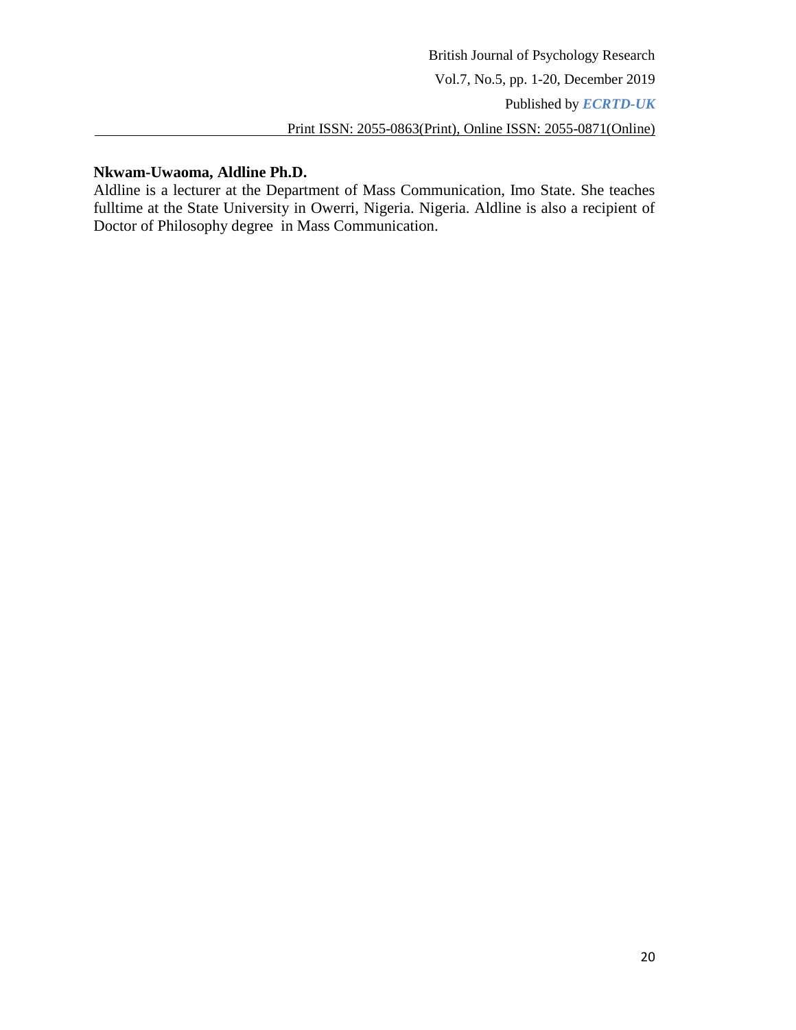**Nkwam-Uwaoma, Aldline Ph.D.**

Aldline is a lecturer at the Department of Mass Communication, Imo State. She teaches fulltime at the State University in Owerri, Nigeria. Nigeria. Aldline is also a recipient of Doctor of Philosophy degree in Mass Communication.